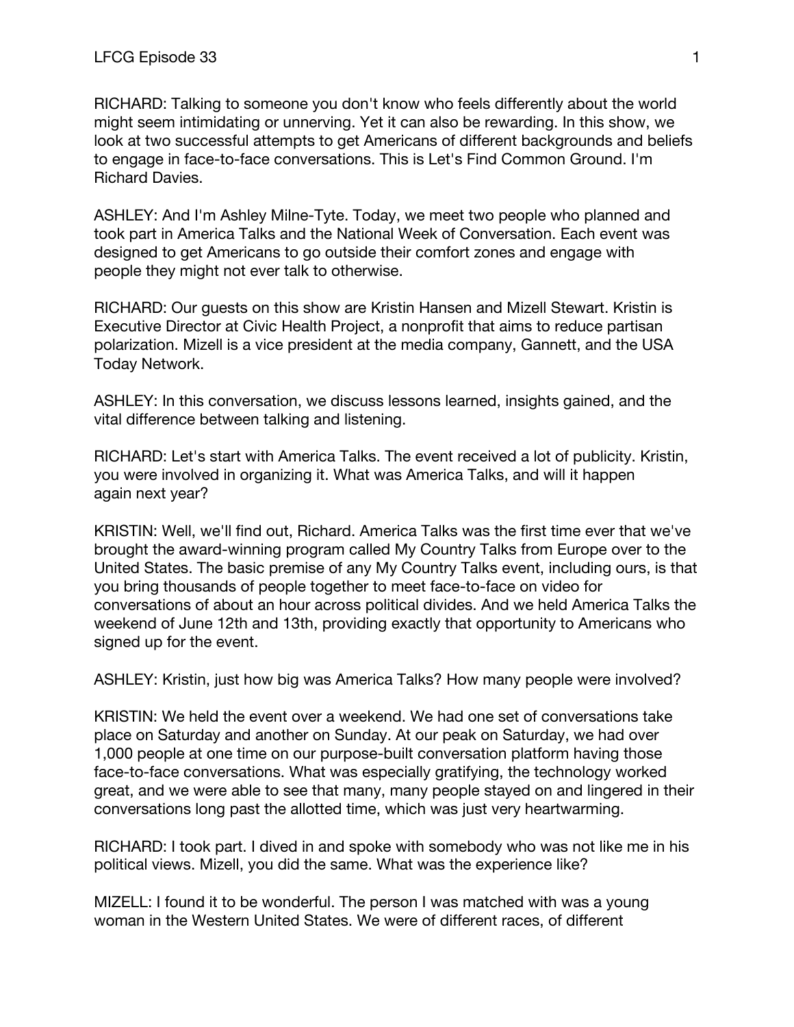RICHARD: Talking to someone you don't know who feels differently about the world might seem intimidating or unnerving. Yet it can also be rewarding. In this show, we look at two successful attempts to get Americans of different backgrounds and beliefs to engage in face-to-face conversations. This is Let's Find Common Ground. I'm Richard Davies.

ASHLEY: And I'm Ashley Milne-Tyte. Today, we meet two people who planned and took part in America Talks and the National Week of Conversation. Each event was designed to get Americans to go outside their comfort zones and engage with people they might not ever talk to otherwise.

RICHARD: Our guests on this show are Kristin Hansen and Mizell Stewart. Kristin is Executive Director at Civic Health Project, a nonprofit that aims to reduce partisan polarization. Mizell is a vice president at the media company, Gannett, and the USA Today Network.

ASHLEY: In this conversation, we discuss lessons learned, insights gained, and the vital difference between talking and listening.

RICHARD: Let's start with America Talks. The event received a lot of publicity. Kristin, you were involved in organizing it. What was America Talks, and will it happen again next year?

KRISTIN: Well, we'll find out, Richard. America Talks was the first time ever that we've brought the award-winning program called My Country Talks from Europe over to the United States. The basic premise of any My Country Talks event, including ours, is that you bring thousands of people together to meet face-to-face on video for conversations of about an hour across political divides. And we held America Talks the weekend of June 12th and 13th, providing exactly that opportunity to Americans who signed up for the event.

ASHLEY: Kristin, just how big was America Talks? How many people were involved?

KRISTIN: We held the event over a weekend. We had one set of conversations take place on Saturday and another on Sunday. At our peak on Saturday, we had over 1,000 people at one time on our purpose-built conversation platform having those face-to-face conversations. What was especially gratifying, the technology worked great, and we were able to see that many, many people stayed on and lingered in their conversations long past the allotted time, which was just very heartwarming.

RICHARD: I took part. I dived in and spoke with somebody who was not like me in his political views. Mizell, you did the same. What was the experience like?

MIZELL: I found it to be wonderful. The person I was matched with was a young woman in the Western United States. We were of different races, of different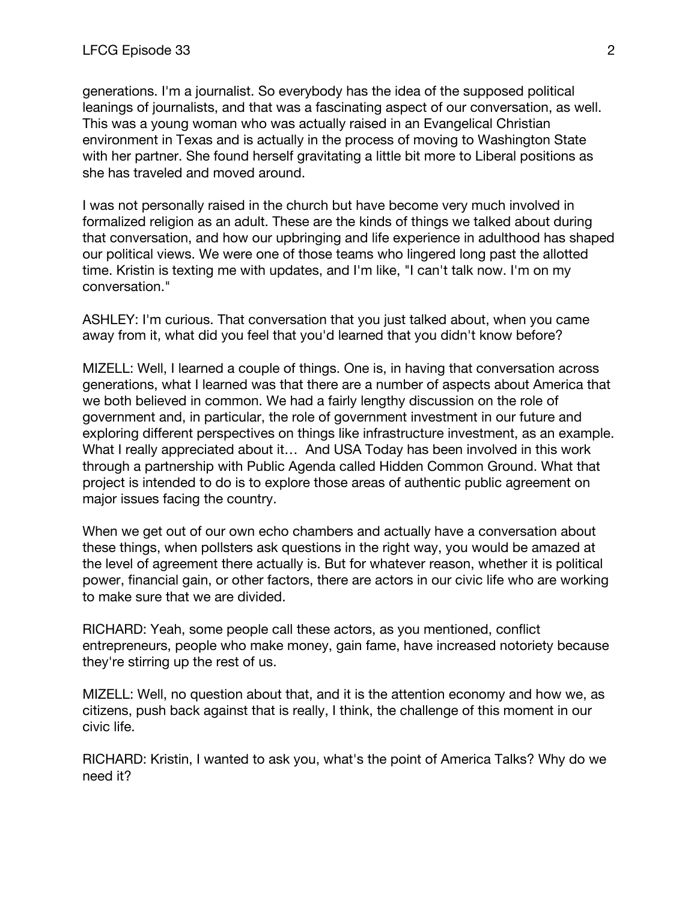generations. I'm a journalist. So everybody has the idea of the supposed political leanings of journalists, and that was a fascinating aspect of our conversation, as well. This was a young woman who was actually raised in an Evangelical Christian environment in Texas and is actually in the process of moving to Washington State with her partner. She found herself gravitating a little bit more to Liberal positions as she has traveled and moved around.

I was not personally raised in the church but have become very much involved in formalized religion as an adult. These are the kinds of things we talked about during that conversation, and how our upbringing and life experience in adulthood has shaped our political views. We were one of those teams who lingered long past the allotted time. Kristin is texting me with updates, and I'm like, "I can't talk now. I'm on my conversation."

ASHLEY: I'm curious. That conversation that you just talked about, when you came away from it, what did you feel that you'd learned that you didn't know before?

MIZELL: Well, I learned a couple of things. One is, in having that conversation across generations, what I learned was that there are a number of aspects about America that we both believed in common. We had a fairly lengthy discussion on the role of government and, in particular, the role of government investment in our future and exploring different perspectives on things like infrastructure investment, as an example. What I really appreciated about it… And USA Today has been involved in this work through a partnership with Public Agenda called Hidden Common Ground. What that project is intended to do is to explore those areas of authentic public agreement on major issues facing the country.

When we get out of our own echo chambers and actually have a conversation about these things, when pollsters ask questions in the right way, you would be amazed at the level of agreement there actually is. But for whatever reason, whether it is political power, financial gain, or other factors, there are actors in our civic life who are working to make sure that we are divided.

RICHARD: Yeah, some people call these actors, as you mentioned, conflict entrepreneurs, people who make money, gain fame, have increased notoriety because they're stirring up the rest of us.

MIZELL: Well, no question about that, and it is the attention economy and how we, as citizens, push back against that is really, I think, the challenge of this moment in our civic life.

RICHARD: Kristin, I wanted to ask you, what's the point of America Talks? Why do we need it?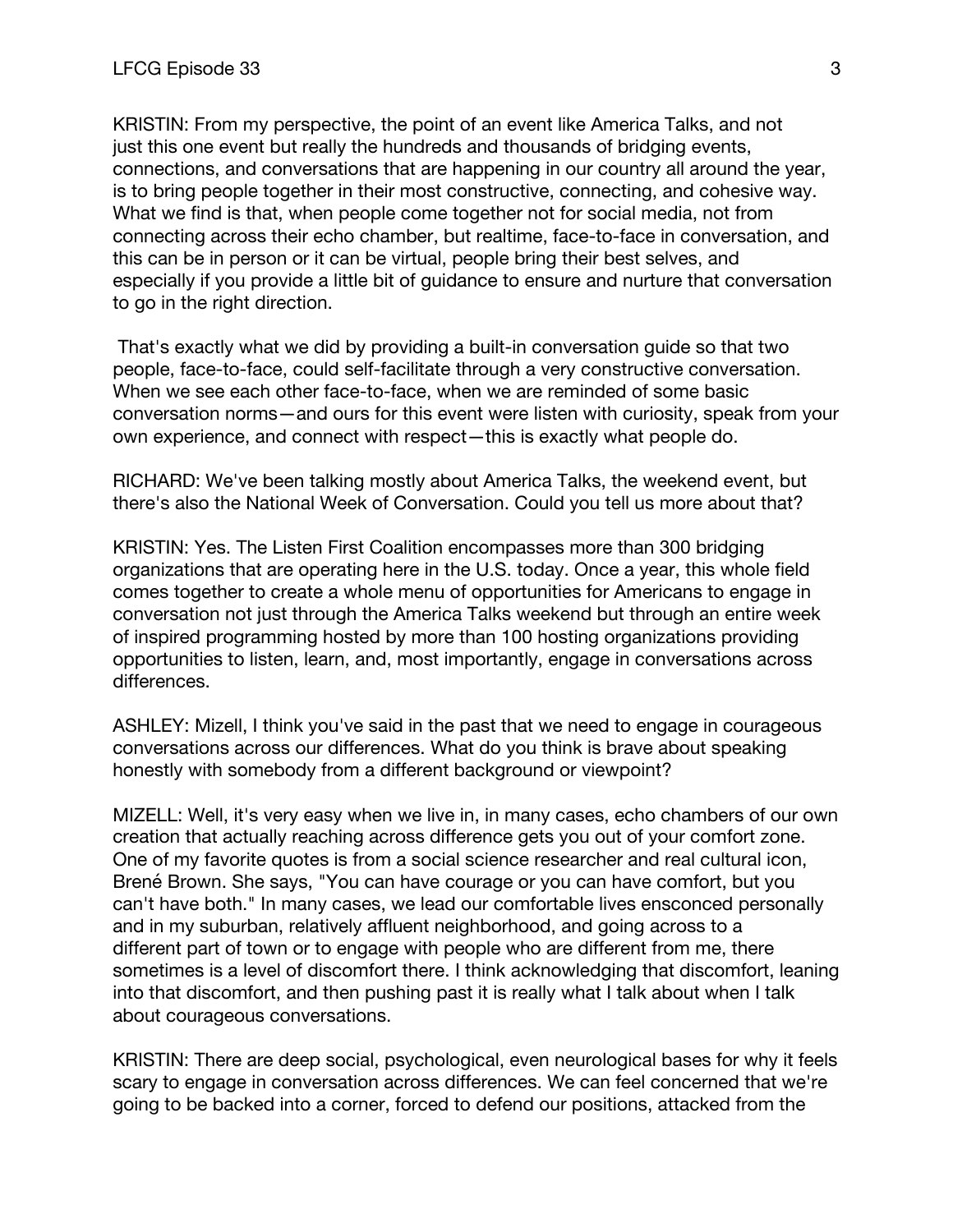KRISTIN: From my perspective, the point of an event like America Talks, and not just this one event but really the hundreds and thousands of bridging events, connections, and conversations that are happening in our country all around the year, is to bring people together in their most constructive, connecting, and cohesive way. What we find is that, when people come together not for social media, not from connecting across their echo chamber, but realtime, face-to-face in conversation, and this can be in person or it can be virtual, people bring their best selves, and especially if you provide a little bit of guidance to ensure and nurture that conversation to go in the right direction.

That's exactly what we did by providing a built-in conversation guide so that two people, face-to-face, could self-facilitate through a very constructive conversation. When we see each other face-to-face, when we are reminded of some basic conversation norms—and ours for this event were listen with curiosity, speak from your own experience, and connect with respect—this is exactly what people do.

RICHARD: We've been talking mostly about America Talks, the weekend event, but there's also the National Week of Conversation. Could you tell us more about that?

KRISTIN: Yes. The Listen First Coalition encompasses more than 300 bridging organizations that are operating here in the U.S. today. Once a year, this whole field comes together to create a whole menu of opportunities for Americans to engage in conversation not just through the America Talks weekend but through an entire week of inspired programming hosted by more than 100 hosting organizations providing opportunities to listen, learn, and, most importantly, engage in conversations across differences.

ASHLEY: Mizell, I think you've said in the past that we need to engage in courageous conversations across our differences. What do you think is brave about speaking honestly with somebody from a different background or viewpoint?

MIZELL: Well, it's very easy when we live in, in many cases, echo chambers of our own creation that actually reaching across difference gets you out of your comfort zone. One of my favorite quotes is from a social science researcher and real cultural icon, Brené Brown. She says, "You can have courage or you can have comfort, but you can't have both." In many cases, we lead our comfortable lives ensconced personally and in my suburban, relatively affluent neighborhood, and going across to a different part of town or to engage with people who are different from me, there sometimes is a level of discomfort there. I think acknowledging that discomfort, leaning into that discomfort, and then pushing past it is really what I talk about when I talk about courageous conversations.

KRISTIN: There are deep social, psychological, even neurological bases for why it feels scary to engage in conversation across differences. We can feel concerned that we're going to be backed into a corner, forced to defend our positions, attacked from the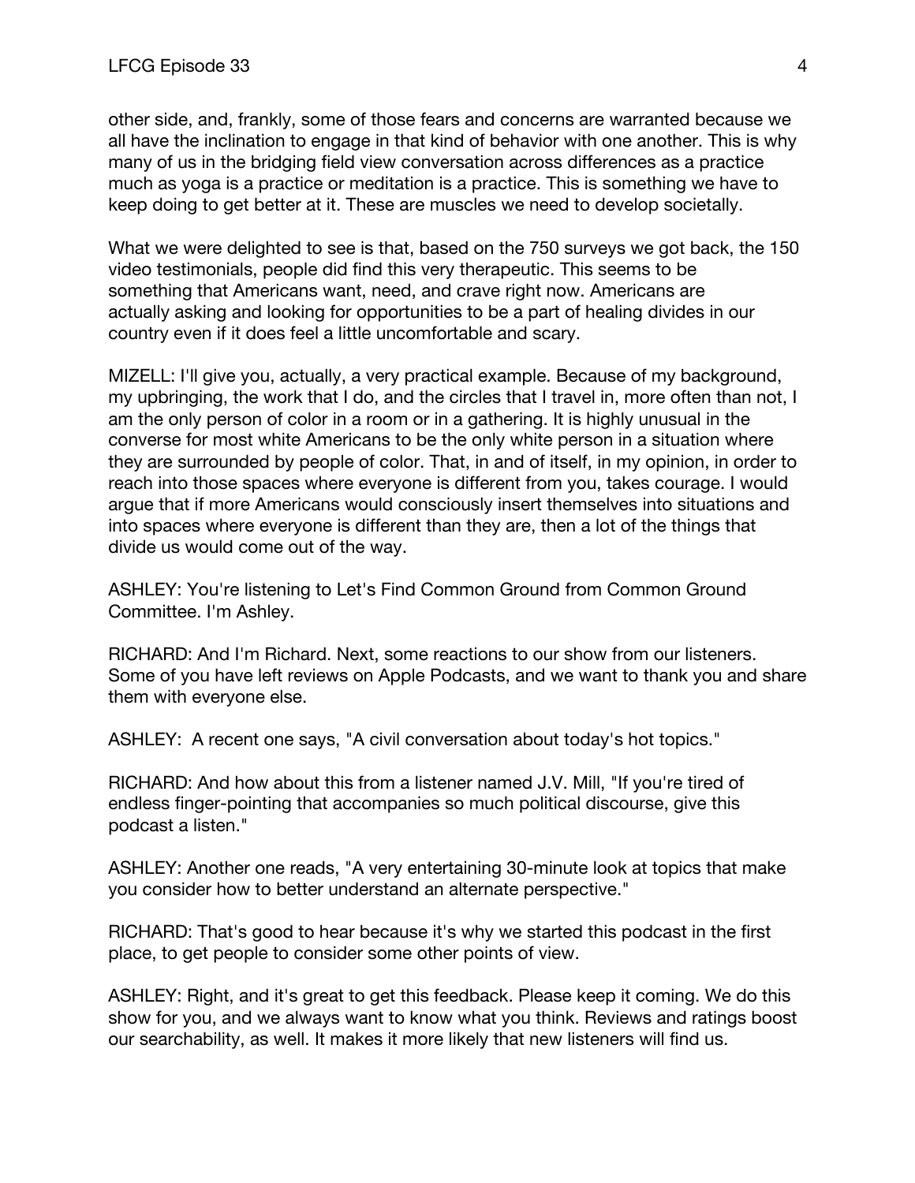other side, and, frankly, some of those fears and concerns are warranted because we all have the inclination to engage in that kind of behavior with one another. This is why many of us in the bridging field view conversation across differences as a practice much as yoga is a practice or meditation is a practice. This is something we have to keep doing to get better at it. These are muscles we need to develop societally.

What we were delighted to see is that, based on the 750 surveys we got back, the 150 video testimonials, people did find this very therapeutic. This seems to be something that Americans want, need, and crave right now. Americans are actually asking and looking for opportunities to be a part of healing divides in our country even if it does feel a little uncomfortable and scary.

MIZELL: I'll give you, actually, a very practical example. Because of my background, my upbringing, the work that I do, and the circles that I travel in, more often than not, I am the only person of color in a room or in a gathering. It is highly unusual in the converse for most white Americans to be the only white person in a situation where they are surrounded by people of color. That, in and of itself, in my opinion, in order to reach into those spaces where everyone is different from you, takes courage. I would argue that if more Americans would consciously insert themselves into situations and into spaces where everyone is different than they are, then a lot of the things that divide us would come out of the way.

ASHLEY: You're listening to Let's Find Common Ground from Common Ground Committee. I'm Ashley.

RICHARD: And I'm Richard. Next, some reactions to our show from our listeners. Some of you have left reviews on Apple Podcasts, and we want to thank you and share them with everyone else.

ASHLEY: A recent one says, "A civil conversation about today's hot topics."

RICHARD: And how about this from a listener named J.V. Mill, "If you're tired of endless finger-pointing that accompanies so much political discourse, give this podcast a listen."

ASHLEY: Another one reads, "A very entertaining 30-minute look at topics that make you consider how to better understand an alternate perspective."

RICHARD: That's good to hear because it's why we started this podcast in the first place, to get people to consider some other points of view.

ASHLEY: Right, and it's great to get this feedback. Please keep it coming. We do this show for you, and we always want to know what you think. Reviews and ratings boost our searchability, as well. It makes it more likely that new listeners will find us.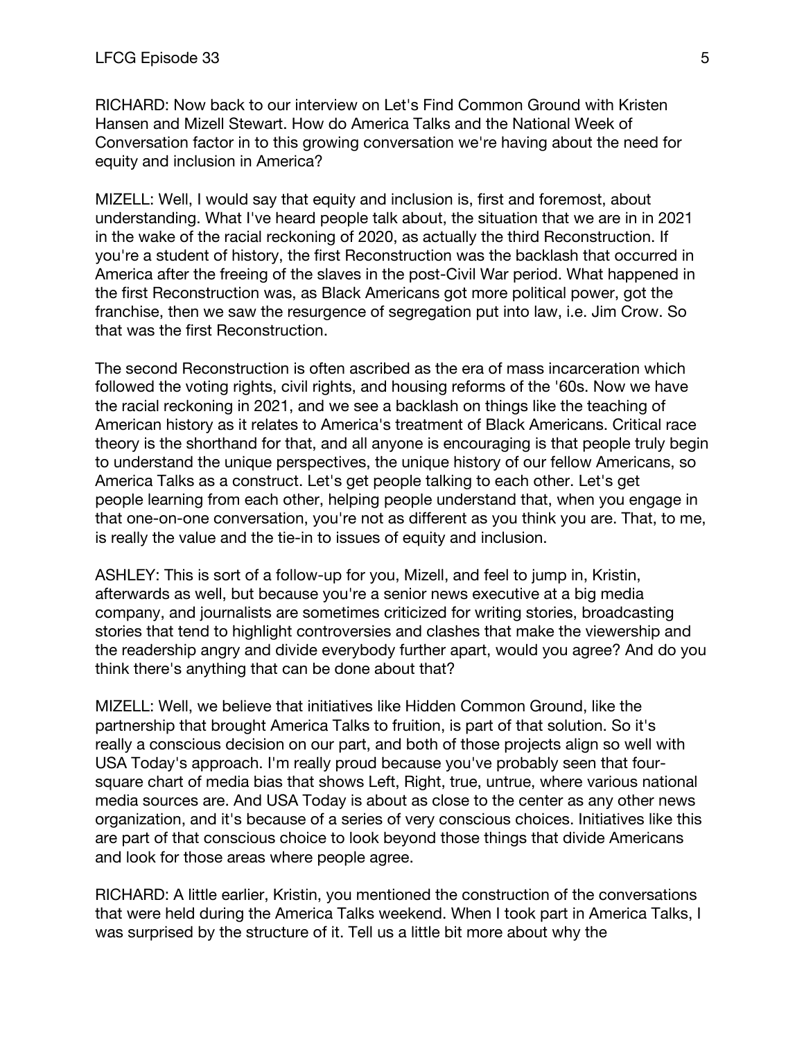RICHARD: Now back to our interview on Let's Find Common Ground with Kristen Hansen and Mizell Stewart. How do America Talks and the National Week of Conversation factor in to this growing conversation we're having about the need for equity and inclusion in America?

MIZELL: Well, I would say that equity and inclusion is, first and foremost, about understanding. What I've heard people talk about, the situation that we are in in 2021 in the wake of the racial reckoning of 2020, as actually the third Reconstruction. If you're a student of history, the first Reconstruction was the backlash that occurred in America after the freeing of the slaves in the post-Civil War period. What happened in the first Reconstruction was, as Black Americans got more political power, got the franchise, then we saw the resurgence of segregation put into law, i.e. Jim Crow. So that was the first Reconstruction.

The second Reconstruction is often ascribed as the era of mass incarceration which followed the voting rights, civil rights, and housing reforms of the '60s. Now we have the racial reckoning in 2021, and we see a backlash on things like the teaching of American history as it relates to America's treatment of Black Americans. Critical race theory is the shorthand for that, and all anyone is encouraging is that people truly begin to understand the unique perspectives, the unique history of our fellow Americans, so America Talks as a construct. Let's get people talking to each other. Let's get people learning from each other, helping people understand that, when you engage in that one-on-one conversation, you're not as different as you think you are. That, to me, is really the value and the tie-in to issues of equity and inclusion.

ASHLEY: This is sort of a follow-up for you, Mizell, and feel to jump in, Kristin, afterwards as well, but because you're a senior news executive at a big media company, and journalists are sometimes criticized for writing stories, broadcasting stories that tend to highlight controversies and clashes that make the viewership and the readership angry and divide everybody further apart, would you agree? And do you think there's anything that can be done about that?

MIZELL: Well, we believe that initiatives like Hidden Common Ground, like the partnership that brought America Talks to fruition, is part of that solution. So it's really a conscious decision on our part, and both of those projects align so well with USA Today's approach. I'm really proud because you've probably seen that four-square chart of media bias that shows Left, Right, true, untrue, where various national media sources are. And USA Today is about as close to the center as any other news organization, and it's because of a series of very conscious choices. Initiatives like this are part of that conscious choice to look beyond those things that divide Americans and look for those areas where people agree.

RICHARD: A little earlier, Kristin, you mentioned the construction of the conversations that were held during the America Talks weekend. When I took part in America Talks, I was surprised by the structure of it. Tell us a little bit more about why the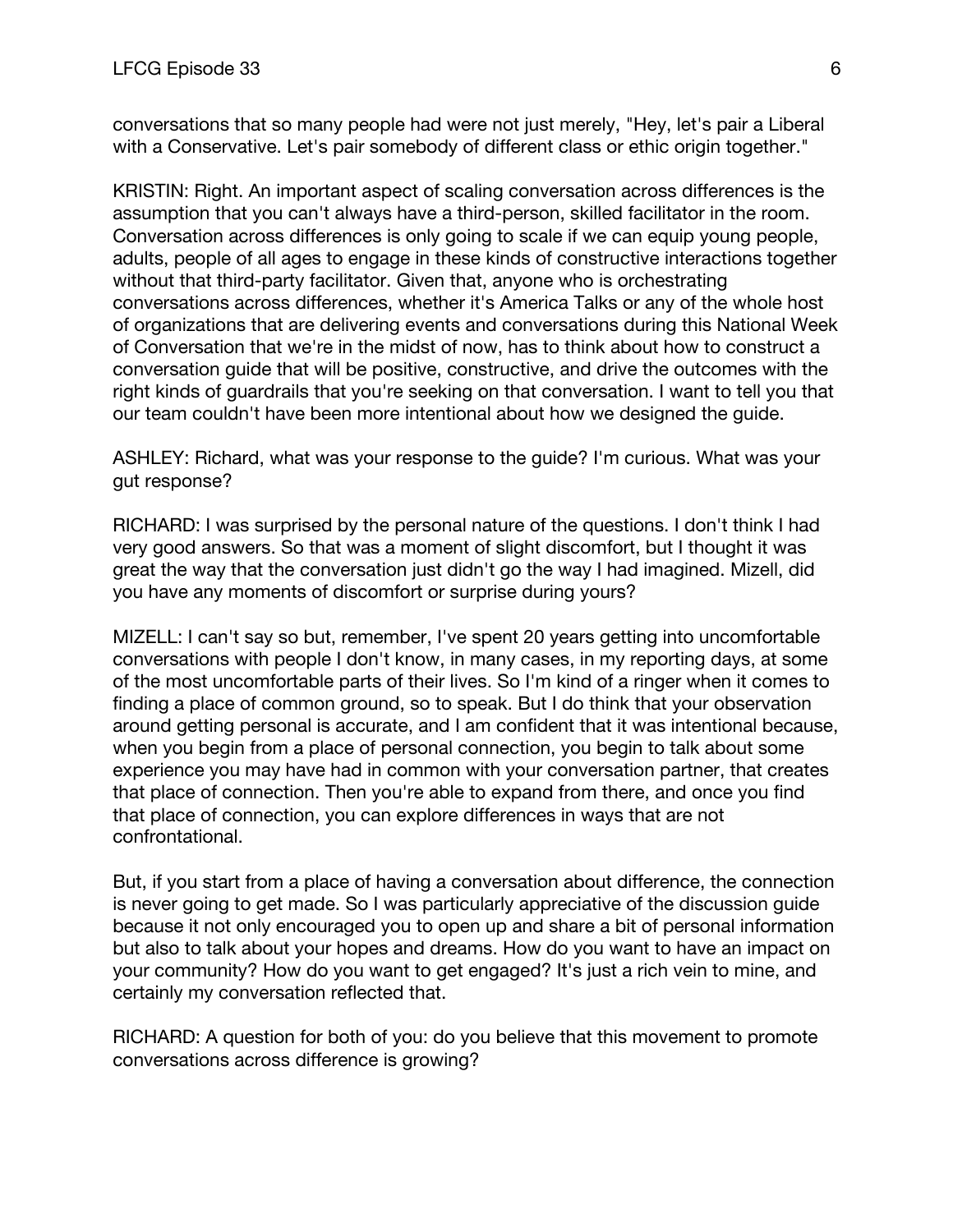conversations that so many people had were not just merely, "Hey, let's pair a Liberal with a Conservative. Let's pair somebody of different class or ethic origin together."

KRISTIN: Right. An important aspect of scaling conversation across differences is the assumption that you can't always have a third-person, skilled facilitator in the room. Conversation across differences is only going to scale if we can equip young people, adults, people of all ages to engage in these kinds of constructive interactions together without that third-party facilitator. Given that, anyone who is orchestrating conversations across differences, whether it's America Talks or any of the whole host of organizations that are delivering events and conversations during this National Week of Conversation that we're in the midst of now, has to think about how to construct a conversation guide that will be positive, constructive, and drive the outcomes with the right kinds of guardrails that you're seeking on that conversation. I want to tell you that our team couldn't have been more intentional about how we designed the guide.

ASHLEY: Richard, what was your response to the guide? I'm curious. What was your gut response?

RICHARD: I was surprised by the personal nature of the questions. I don't think I had very good answers. So that was a moment of slight discomfort, but I thought it was great the way that the conversation just didn't go the way I had imagined. Mizell, did you have any moments of discomfort or surprise during yours?

MIZELL: I can't say so but, remember, I've spent 20 years getting into uncomfortable conversations with people I don't know, in many cases, in my reporting days, at some of the most uncomfortable parts of their lives. So I'm kind of a ringer when it comes to finding a place of common ground, so to speak. But I do think that your observation around getting personal is accurate, and I am confident that it was intentional because, when you begin from a place of personal connection, you begin to talk about some experience you may have had in common with your conversation partner, that creates that place of connection. Then you're able to expand from there, and once you find that place of connection, you can explore differences in ways that are not confrontational.

But, if you start from a place of having a conversation about difference, the connection is never going to get made. So I was particularly appreciative of the discussion guide because it not only encouraged you to open up and share a bit of personal information but also to talk about your hopes and dreams. How do you want to have an impact on your community? How do you want to get engaged? It's just a rich vein to mine, and certainly my conversation reflected that.

RICHARD: A question for both of you: do you believe that this movement to promote conversations across difference is growing?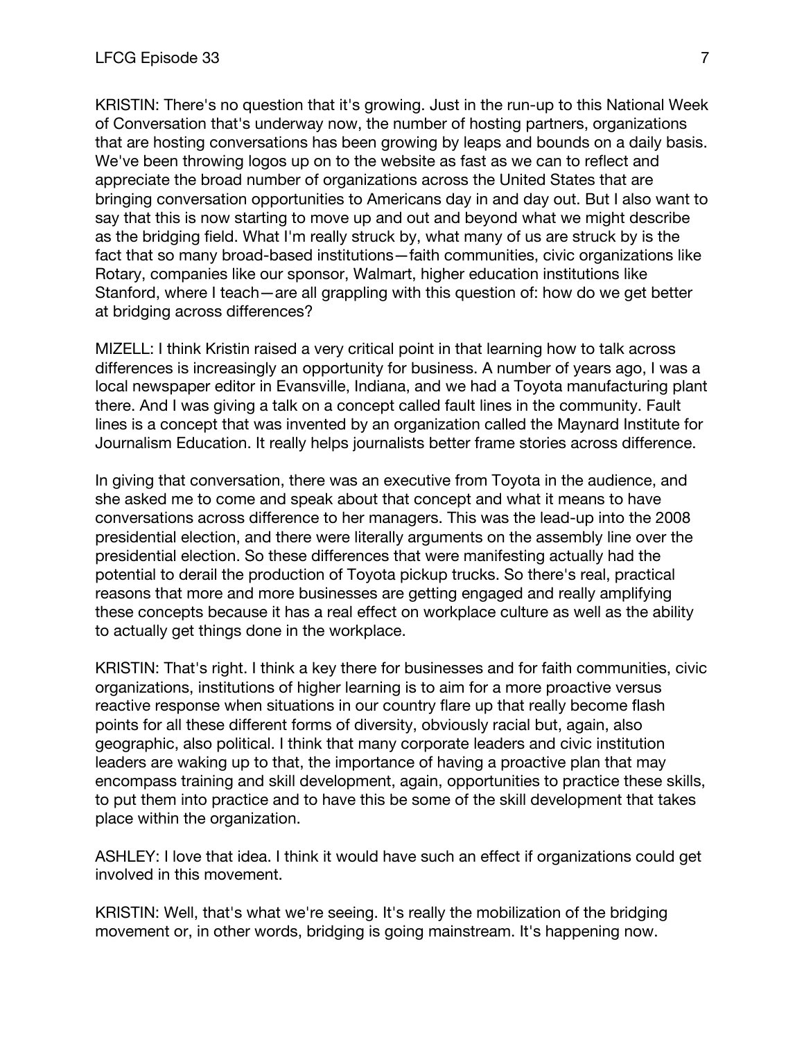KRISTIN: There's no question that it's growing. Just in the run-up to this National Week of Conversation that's underway now, the number of hosting partners, organizations that are hosting conversations has been growing by leaps and bounds on a daily basis. We've been throwing logos up on to the website as fast as we can to reflect and appreciate the broad number of organizations across the United States that are bringing conversation opportunities to Americans day in and day out. But I also want to say that this is now starting to move up and out and beyond what we might describe as the bridging field. What I'm really struck by, what many of us are struck by is the fact that so many broad-based institutions—faith communities, civic organizations like Rotary, companies like our sponsor, Walmart, higher education institutions like Stanford, where I teach—are all grappling with this question of: how do we get better at bridging across differences?

MIZELL: I think Kristin raised a very critical point in that learning how to talk across differences is increasingly an opportunity for business. A number of years ago, I was a local newspaper editor in Evansville, Indiana, and we had a Toyota manufacturing plant there. And I was giving a talk on a concept called fault lines in the community. Fault lines is a concept that was invented by an organization called the Maynard Institute for Journalism Education. It really helps journalists better frame stories across difference.

In giving that conversation, there was an executive from Toyota in the audience, and she asked me to come and speak about that concept and what it means to have conversations across difference to her managers. This was the lead-up into the 2008 presidential election, and there were literally arguments on the assembly line over the presidential election. So these differences that were manifesting actually had the potential to derail the production of Toyota pickup trucks. So there's real, practical reasons that more and more businesses are getting engaged and really amplifying these concepts because it has a real effect on workplace culture as well as the ability to actually get things done in the workplace.

KRISTIN: That's right. I think a key there for businesses and for faith communities, civic organizations, institutions of higher learning is to aim for a more proactive versus reactive response when situations in our country flare up that really become flash points for all these different forms of diversity, obviously racial but, again, also geographic, also political. I think that many corporate leaders and civic institution leaders are waking up to that, the importance of having a proactive plan that may encompass training and skill development, again, opportunities to practice these skills, to put them into practice and to have this be some of the skill development that takes place within the organization.

ASHLEY: I love that idea. I think it would have such an effect if organizations could get involved in this movement.

KRISTIN: Well, that's what we're seeing. It's really the mobilization of the bridging movement or, in other words, bridging is going mainstream. It's happening now.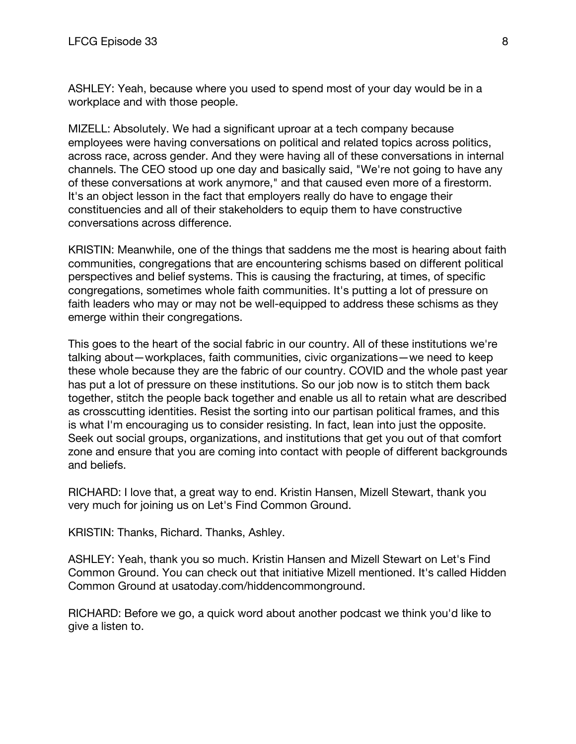ASHLEY: Yeah, because where you used to spend most of your day would be in a workplace and with those people.

MIZELL: Absolutely. We had a significant uproar at a tech company because employees were having conversations on political and related topics across politics, across race, across gender. And they were having all of these conversations in internal channels. The CEO stood up one day and basically said, "We're not going to have any of these conversations at work anymore," and that caused even more of a firestorm. It's an object lesson in the fact that employers really do have to engage their constituencies and all of their stakeholders to equip them to have constructive conversations across difference.

KRISTIN: Meanwhile, one of the things that saddens me the most is hearing about faith communities, congregations that are encountering schisms based on different political perspectives and belief systems. This is causing the fracturing, at times, of specific congregations, sometimes whole faith communities. It's putting a lot of pressure on faith leaders who may or may not be well-equipped to address these schisms as they emerge within their congregations.

This goes to the heart of the social fabric in our country. All of these institutions we're talking about—workplaces, faith communities, civic organizations—we need to keep these whole because they are the fabric of our country. COVID and the whole past year has put a lot of pressure on these institutions. So our job now is to stitch them back together, stitch the people back together and enable us all to retain what are described as crosscutting identities. Resist the sorting into our partisan political frames, and this is what I'm encouraging us to consider resisting. In fact, lean into just the opposite. Seek out social groups, organizations, and institutions that get you out of that comfort zone and ensure that you are coming into contact with people of different backgrounds and beliefs.

RICHARD: I love that, a great way to end. Kristin Hansen, Mizell Stewart, thank you very much for joining us on Let's Find Common Ground.

KRISTIN: Thanks, Richard. Thanks, Ashley.

ASHLEY: Yeah, thank you so much. Kristin Hansen and Mizell Stewart on Let's Find Common Ground. You can check out that initiative Mizell mentioned. It's called Hidden Common Ground at usatoday.com/hiddencommonground.

RICHARD: Before we go, a quick word about another podcast we think you'd like to give a listen to.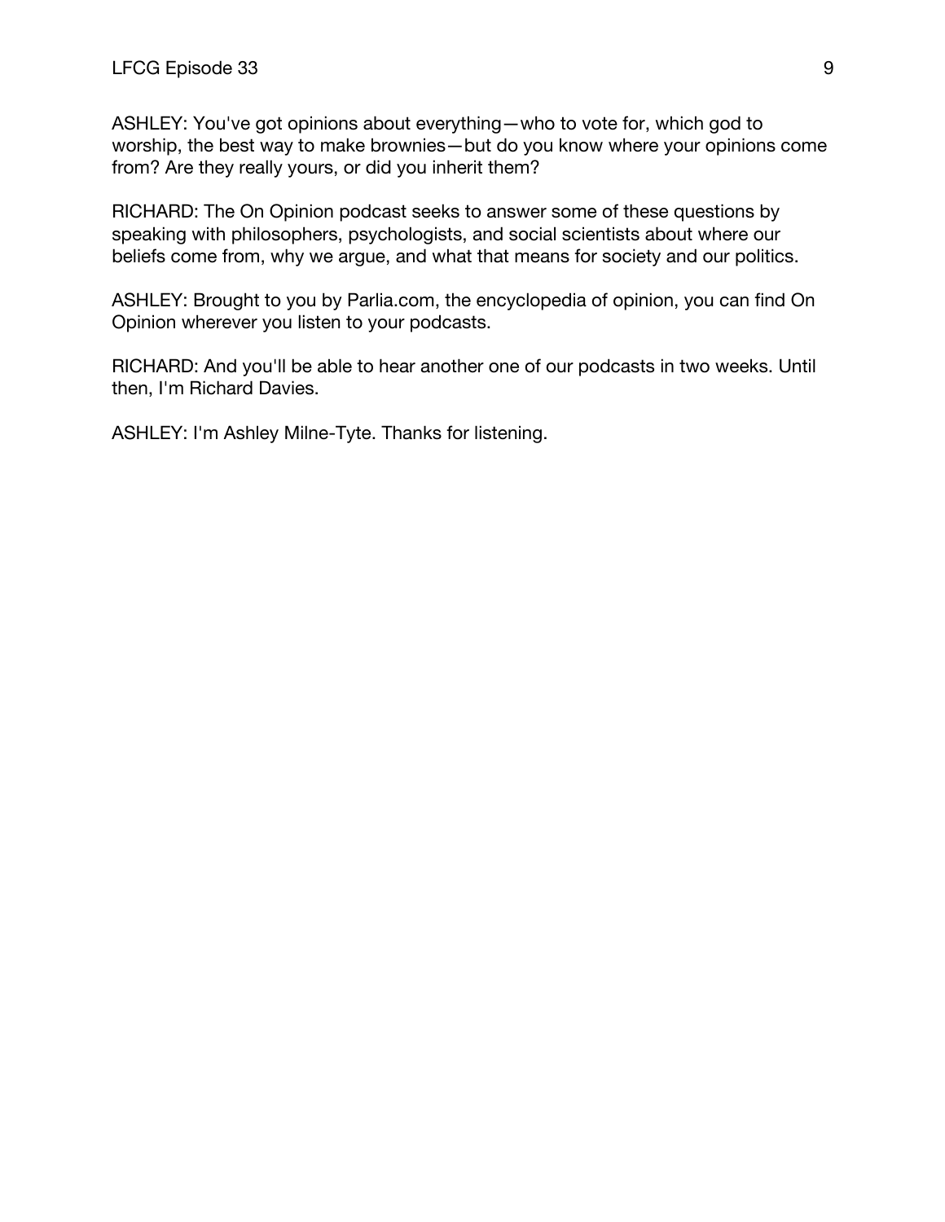ASHLEY: You've got opinions about everything—who to vote for, which god to worship, the best way to make brownies—but do you know where your opinions come from? Are they really yours, or did you inherit them?

RICHARD: The On Opinion podcast seeks to answer some of these questions by speaking with philosophers, psychologists, and social scientists about where our beliefs come from, why we argue, and what that means for society and our politics.

ASHLEY: Brought to you by Parlia.com, the encyclopedia of opinion, you can find On Opinion wherever you listen to your podcasts.

RICHARD: And you'll be able to hear another one of our podcasts in two weeks. Until then, I'm Richard Davies.

ASHLEY: I'm Ashley Milne-Tyte. Thanks for listening.